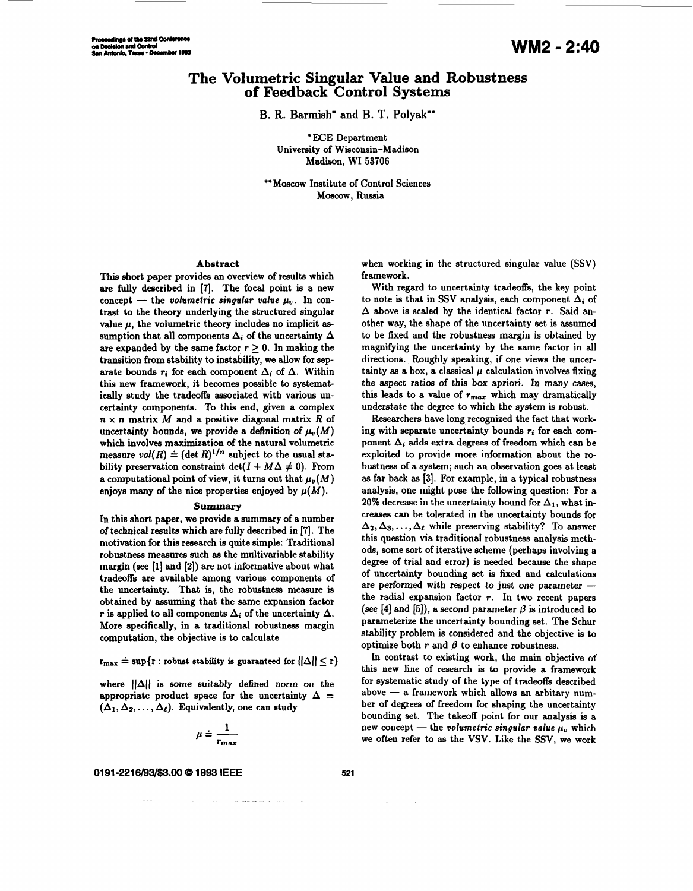# The Volumetric Singular Value and Robustness of Feedback Control Systems

B. R. Barmish* and B. T. Polyak**

*ECE Department
University of Wisconsin–Madison
Madison, WI 53706

**Moscow Institute of Control Sciences
Moscow, Russia

## Abstract

This short paper provides an overview of results which are fully described in [7]. The focal point is a new concept — the *volumetric singular value* $\mu_v$. In contrast to the theory underlying the structured singular value $\mu$, the volumetric theory includes no implicit assumption that all components $\Delta_i$ of the uncertainty $\Delta$ are expanded by the same factor $r \geq 0$. In making the transition from stability to instability, we allow for separate bounds $r_i$ for each component $\Delta_i$ of $\Delta$. Within this new framework, it becomes possible to systematically study the tradeoffs associated with various uncertainty components. To this end, given a complex $n \times n$ matrix $M$ and a positive diagonal matrix $R$ of uncertainty bounds, we provide a definition of $\mu_v(M)$ which involves maximization of the natural volumetric measure $vol(R) \doteq (\det R)^{1/n}$ subject to the usual stability preservation constraint $\det(I + M\Delta \neq 0)$. From a computational point of view, it turns out that $\mu_v(M)$ enjoys many of the nice properties enjoyed by $\mu(M)$.

## Summary

In this short paper, we provide a summary of a number of technical results which are fully described in [7]. The motivation for this research is quite simple: Traditional robustness measures such as the multivariable stability margin (see [1] and [2]) are not informative about what tradeoffs are available among various components of the uncertainty. That is, the robustness measure is obtained by assuming that the same expansion factor $r$ is applied to all components $\Delta_i$ of the uncertainty $\Delta$. More specifically, in a traditional robustness margin computation, the objective is to calculate

$$r_{\max} \doteq \sup\{r : \text{robust stability is guaranteed for } \|\Delta\| \leq r\}$$

where $\|\Delta\|$ is some suitably defined norm on the appropriate product space for the uncertainty $\Delta = (\Delta_1, \Delta_2, \ldots, \Delta_\ell)$. Equivalently, one can study

$$\mu \doteq \frac{1}{r_{max}}$$

when working in the structured singular value (SSV) framework.

With regard to uncertainty tradeoffs, the key point to note is that in SSV analysis, each component $\Delta_i$ of $\Delta$ above is scaled by the identical factor $r$. Said another way, the shape of the uncertainty set is assumed to be fixed and the robustness margin is obtained by magnifying the uncertainty by the same factor in all directions. Roughly speaking, if one views the uncertainty as a box, a classical $\mu$ calculation involves fixing the aspect ratios of this box apriori. In many cases, this leads to a value of $r_{max}$ which may dramatically understate the degree to which the system is robust.

Researchers have long recognized the fact that working with separate uncertainty bounds $r_i$ for each component $\Delta_i$ adds extra degrees of freedom which can be exploited to provide more information about the robustness of a system; such an observation goes at least as far back as [3]. For example, in a typical robustness analysis, one might pose the following question: For a 20% decrease in the uncertainty bound for $\Delta_1$, what increases can be tolerated in the uncertainty bounds for $\Delta_2, \Delta_3, \ldots, \Delta_\ell$ while preserving stability? To answer this question via traditional robustness analysis methods, some sort of iterative scheme (perhaps involving a degree of trial and error) is needed because the shape of uncertainty bounding set is fixed and calculations are performed with respect to just one parameter — the radial expansion factor $r$. In two recent papers (see [4] and [5]), a second parameter $\beta$ is introduced to parameterize the uncertainty bounding set. The Schur stability problem is considered and the objective is to optimize both $r$ and $\beta$ to enhance robustness.

In contrast to existing work, the main objective of this new line of research is to provide a framework for systematic study of the type of tradeoffs described above — a framework which allows an arbitary number of degrees of freedom for shaping the uncertainty bounding set. The takeoff point for our analysis is a new concept — the *volumetric singular value* $\mu_v$ which we often refer to as the VSV. Like the SSV, we work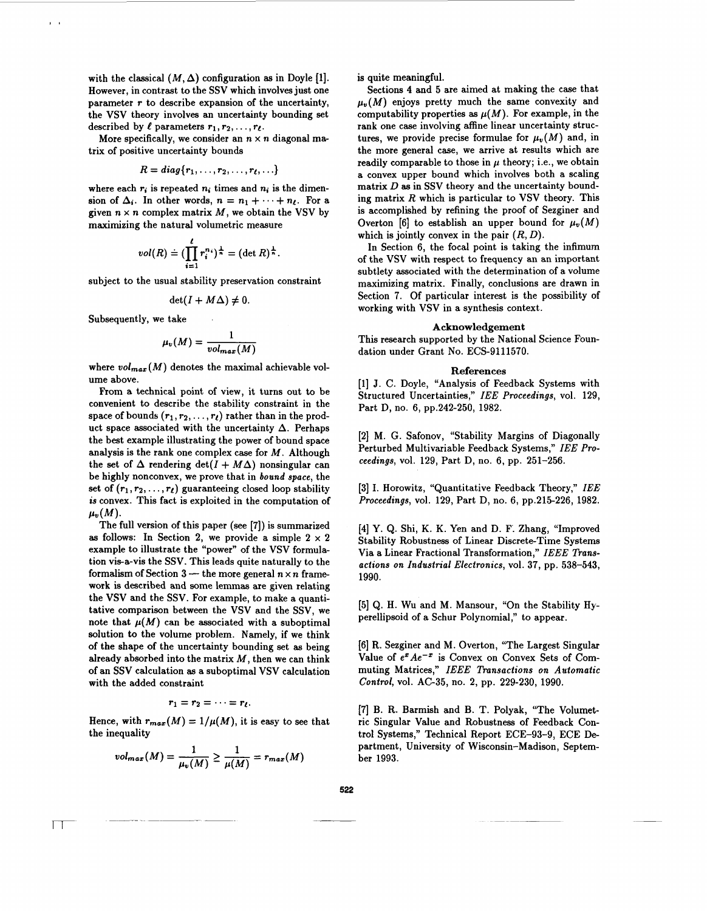with the classical $(M, \Delta)$ configuration as in Doyle [1]. However, in contrast to the SSV which involves just one parameter $r$ to describe expansion of the uncertainty, the VSV theory involves an uncertainty bounding set described by $\ell$ parameters $r_1, r_2, \ldots, r_\ell$.

More specifically, we consider an $n \times n$ diagonal matrix of positive uncertainty bounds

$$R = diag\{r_1, \ldots, r_2, \ldots, r_\ell, \ldots\}$$

where each $r_i$ is repeated $n_i$ times and $n_i$ is the dimension of $\Delta_i$. In other words, $n = n_1 + \cdots + n_\ell$. For a given $n \times n$ complex matrix $M$, we obtain the VSV by maximizing the natural volumetric measure

$$vol(R) \doteq (\prod_{i=1}^{\ell} r_i^{n_i})^{\frac{1}{n}} = (\det R)^{\frac{1}{n}}.$$

subject to the usual stability preservation constraint

$$\det(I + M\Delta) \neq 0.$$

Subsequently, we take

$$\mu_v(M) = \frac{1}{vol_{max}(M)}$$

where $vol_{max}(M)$ denotes the maximal achievable volume above.

From a technical point of view, it turns out to be convenient to describe the stability constraint in the space of bounds $(r_1, r_2, \ldots, r_\ell)$ rather than in the product space associated with the uncertainty $\Delta$. Perhaps the best example illustrating the power of bound space analysis is the rank one complex case for $M$. Although the set of $\Delta$ rendering $\det(I + M\Delta)$ nonsingular can be highly nonconvex, we prove that in *bound space*, the set of $(r_1, r_2, \ldots, r_\ell)$ guaranteeing closed loop stability *is* convex. This fact is exploited in the computation of $\mu_v(M)$.

The full version of this paper (see [7]) is summarized as follows: In Section 2, we provide a simple $2 \times 2$ example to illustrate the "power" of the VSV formulation vis-a-vis the SSV. This leads quite naturally to the formalism of Section 3 — the more general $n \times n$ framework is described and some lemmas are given relating the VSV and the SSV. For example, to make a quantitative comparison between the VSV and the SSV, we note that $\mu(M)$ can be associated with a suboptimal solution to the volume problem. Namely, if we think of the shape of the uncertainty bounding set as being already absorbed into the matrix $M$, then we can think of an SSV calculation as a suboptimal VSV calculation with the added constraint

$$r_1 = r_2 = \cdots = r_\ell.$$

Hence, with $r_{max}(M) = 1/\mu(M)$, it is easy to see that the inequality

$$vol_{max}(M) = \frac{1}{\mu_v(M)} \geq \frac{1}{\mu(M)} = r_{max}(M)$$

is quite meaningful.

Sections 4 and 5 are aimed at making the case that $\mu_v(M)$ enjoys pretty much the same convexity and computability properties as $\mu(M)$. For example, in the rank one case involving affine linear uncertainty structures, we provide precise formulae for $\mu_v(M)$ and, in the more general case, we arrive at results which are readily comparable to those in $\mu$ theory; i.e., we obtain a convex upper bound which involves both a scaling matrix $D$ as in SSV theory and the uncertainty bounding matrix $R$ which is particular to VSV theory. This is accomplished by refining the proof of Sezginer and Overton [6] to establish an upper bound for $\mu_v(M)$ which is jointly convex in the pair $(R, D)$.

In Section 6, the focal point is taking the infimum of the VSV with respect to frequency an an important subtlety associated with the determination of a volume maximizing matrix. Finally, conclusions are drawn in Section 7. Of particular interest is the possibility of working with VSV in a synthesis context.

## Acknowledgement

This research supported by the National Science Foundation under Grant No. ECS-9111570.

## References

[1] J. C. Doyle, "Analysis of Feedback Systems with Structured Uncertainties," *IEE Proceedings*, vol. 129, Part D, no. 6, pp.242-250, 1982.

[2] M. G. Safonov, "Stability Margins of Diagonally Perturbed Multivariable Feedback Systems," *IEE Proceedings*, vol. 129, Part D, no. 6, pp. 251–256.

[3] I. Horowitz, "Quantitative Feedback Theory," *IEE Proceedings*, vol. 129, Part D, no. 6, pp.215-226, 1982.

[4] Y. Q. Shi, K. K. Yen and D. F. Zhang, "Improved Stability Robustness of Linear Discrete-Time Systems Via a Linear Fractional Transformation," *IEEE Transactions on Industrial Electronics*, vol. 37, pp. 538–543, 1990.

[5] Q. H. Wu and M. Mansour, "On the Stability Hyperellipsoid of a Schur Polynomial," to appear.

[6] R. Sezginer and M. Overton, "The Largest Singular Value of $e^x A e^{-x}$ is Convex on Convex Sets of Commuting Matrices," *IEEE Transactions on Automatic Control*, vol. AC-35, no. 2, pp. 229-230, 1990.

[7] B. R. Barmish and B. T. Polyak, "The Volumetric Singular Value and Robustness of Feedback Control Systems," Technical Report ECE-93-9, ECE Department, University of Wisconsin–Madison, September 1993.